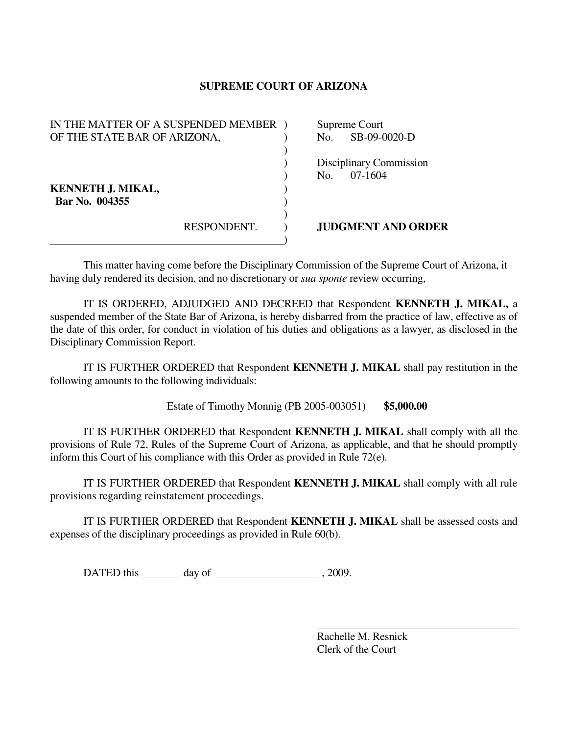# SUPREME COURT OF ARIZONA

| | |
|---|---|
| IN THE MATTER OF A SUSPENDED MEMBER OF THE STATE BAR OF ARIZONA, | Supreme Court No. SB-09-0020-D |
| | Disciplinary Commission No. 07-1604 |
| **KENNETH J. MIKAL,** **Bar No. 004355** | |
| RESPONDENT. | **JUDGMENT AND ORDER** |

This matter having come before the Disciplinary Commission of the Supreme Court of Arizona, it having duly rendered its decision, and no discretionary or *sua sponte* review occurring,

IT IS ORDERED, ADJUDGED AND DECREED that Respondent **KENNETH J. MIKAL,** a suspended member of the State Bar of Arizona, is hereby disbarred from the practice of law, effective as of the date of this order, for conduct in violation of his duties and obligations as a lawyer, as disclosed in the Disciplinary Commission Report.

IT IS FURTHER ORDERED that Respondent **KENNETH J. MIKAL** shall pay restitution in the following amounts to the following individuals:

Estate of Timothy Monnig (PB 2005-003051) **$5,000.00**

IT IS FURTHER ORDERED that Respondent **KENNETH J. MIKAL** shall comply with all the provisions of Rule 72, Rules of the Supreme Court of Arizona, as applicable, and that he should promptly inform this Court of his compliance with this Order as provided in Rule 72(e).

IT IS FURTHER ORDERED that Respondent **KENNETH J. MIKAL** shall comply with all rule provisions regarding reinstatement proceedings.

IT IS FURTHER ORDERED that Respondent **KENNETH J. MIKAL** shall be assessed costs and expenses of the disciplinary proceedings as provided in Rule 60(b).

DATED this ________ day of ____________________ , 2009.

\_\_\_\_\_\_\_\_\_\_\_\_\_\_\_\_\_\_\_\_\_\_\_\_\_\_\_\_\_\_\_\_\_\_\_\_
Rachelle M. Resnick
Clerk of the Court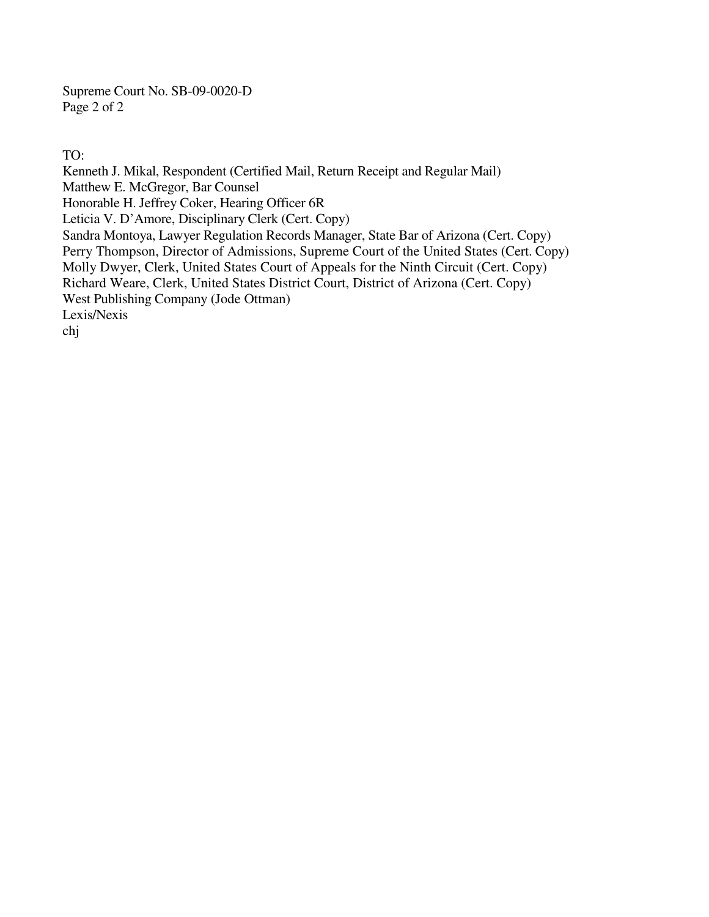TO:
Kenneth J. Mikal, Respondent (Certified Mail, Return Receipt and Regular Mail)
Matthew E. McGregor, Bar Counsel
Honorable H. Jeffrey Coker, Hearing Officer 6R
Leticia V. D'Amore, Disciplinary Clerk (Cert. Copy)
Sandra Montoya, Lawyer Regulation Records Manager, State Bar of Arizona (Cert. Copy)
Perry Thompson, Director of Admissions, Supreme Court of the United States (Cert. Copy)
Molly Dwyer, Clerk, United States Court of Appeals for the Ninth Circuit (Cert. Copy)
Richard Weare, Clerk, United States District Court, District of Arizona (Cert. Copy)
West Publishing Company (Jode Ottman)
Lexis/Nexis
chj